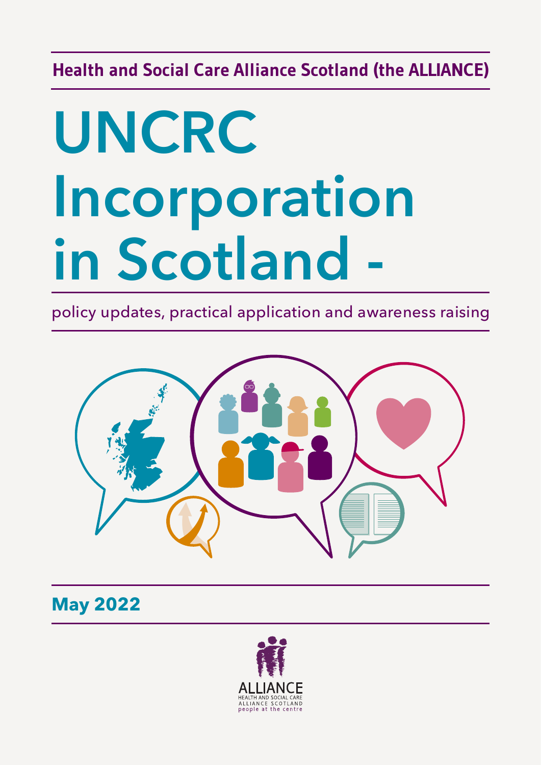Health and Social Care Alliance Scotland (the ALLIANCE)

# UNCRC Incorporation in Scotland -

policy updates, practical application and awareness raising

**May 2022**

ALLIANCE
HEALTH AND SOCIAL CARE
ALLIANCE SCOTLAND
people at the centre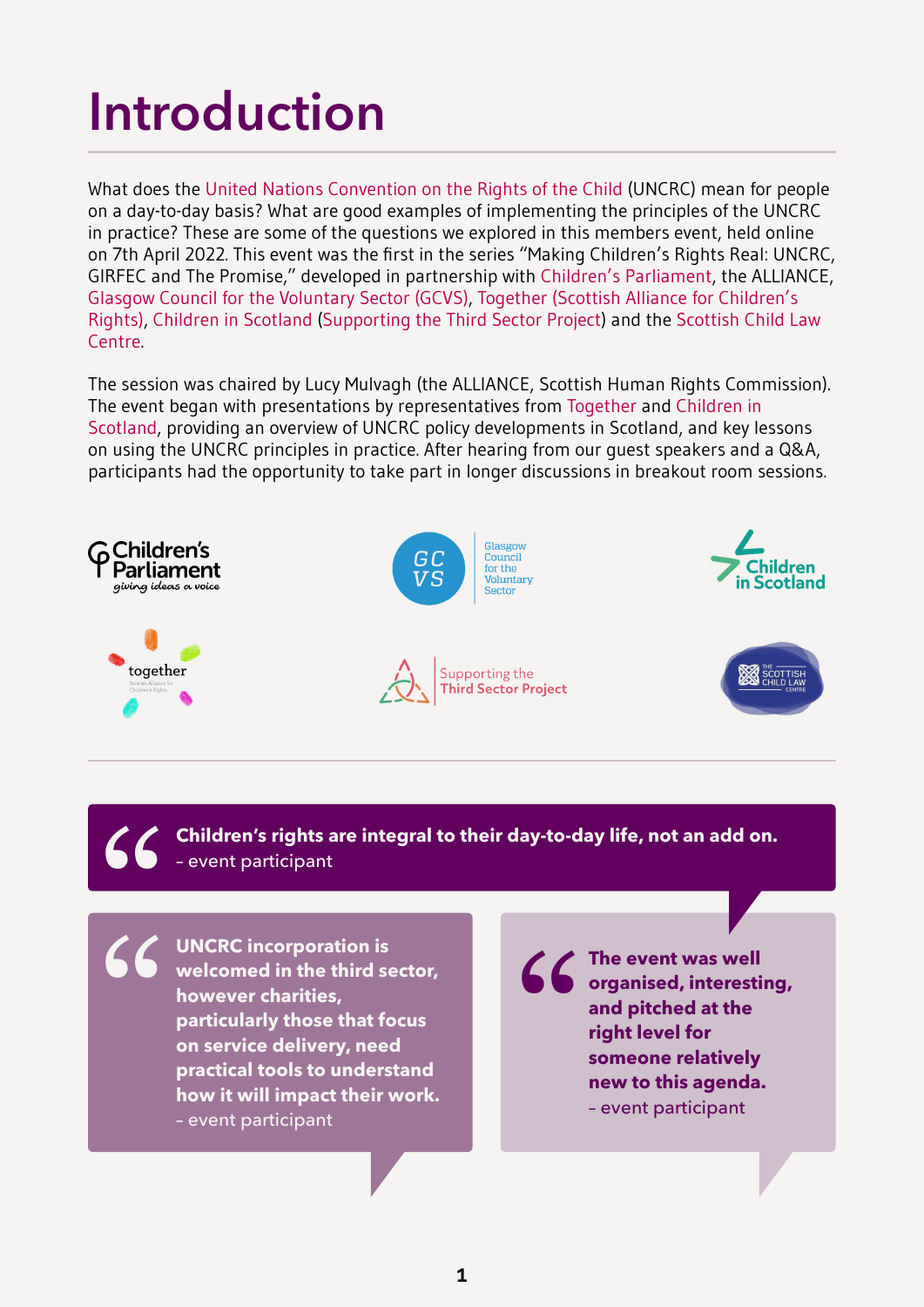# Introduction

What does the United Nations Convention on the Rights of the Child (UNCRC) mean for people on a day-to-day basis? What are good examples of implementing the principles of the UNCRC in practice? These are some of the questions we explored in this members event, held online on 7th April 2022. This event was the first in the series "Making Children's Rights Real: UNCRC, GIRFEC and The Promise," developed in partnership with Children's Parliament, the ALLIANCE, Glasgow Council for the Voluntary Sector (GCVS), Together (Scottish Alliance for Children's Rights), Children in Scotland (Supporting the Third Sector Project) and the Scottish Child Law Centre.

The session was chaired by Lucy Mulvagh (the ALLIANCE, Scottish Human Rights Commission). The event began with presentations by representatives from Together and Children in Scotland, providing an overview of UNCRC policy developments in Scotland, and key lessons on using the UNCRC principles in practice. After hearing from our guest speakers and a Q&A, participants had the opportunity to take part in longer discussions in breakout room sessions.

> **Children's rights are integral to their day-to-day life, not an add on.**
> – event participant

> **UNCRC incorporation is welcomed in the third sector, however charities, particularly those that focus on service delivery, need practical tools to understand how it will impact their work.**
> – event participant

> **The event was well organised, interesting, and pitched at the right level for someone relatively new to this agenda.**
> – event participant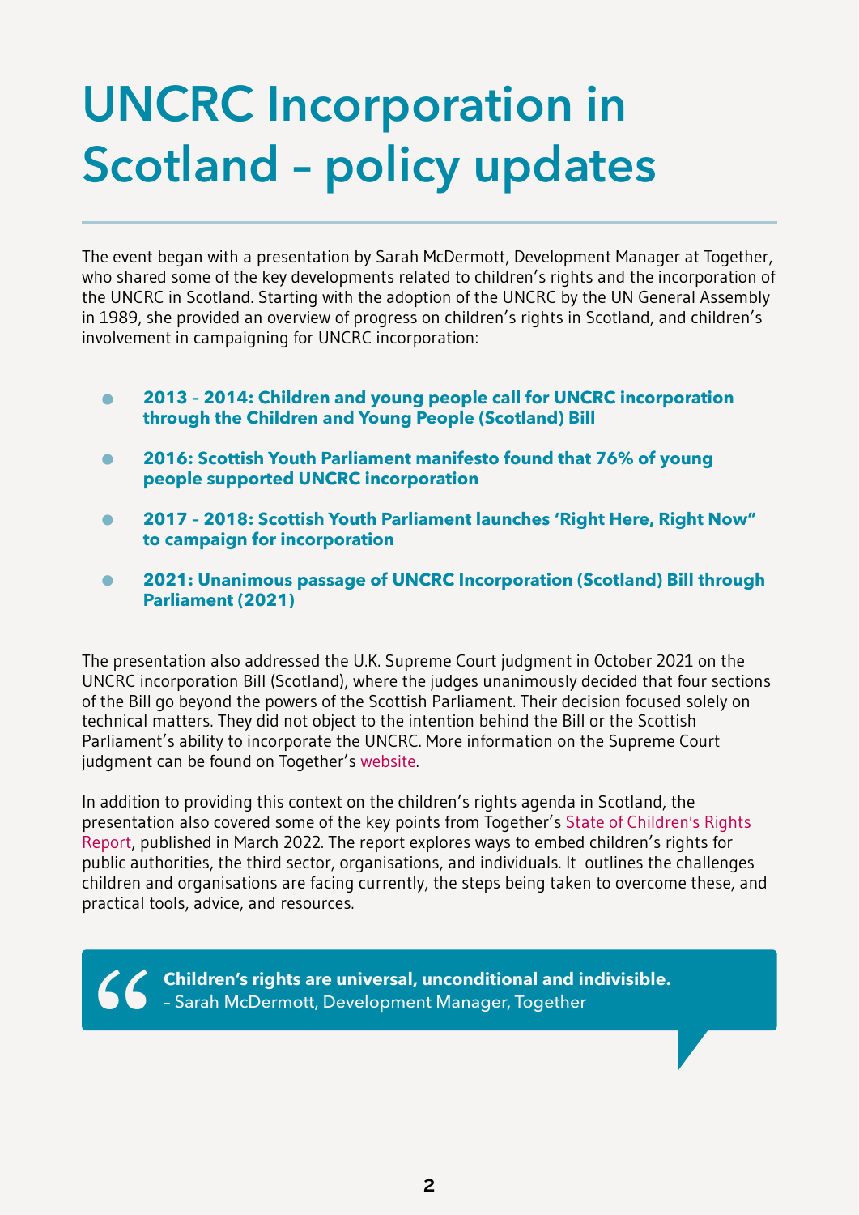# UNCRC Incorporation in Scotland – policy updates

The event began with a presentation by Sarah McDermott, Development Manager at Together, who shared some of the key developments related to children's rights and the incorporation of the UNCRC in Scotland. Starting with the adoption of the UNCRC by the UN General Assembly in 1989, she provided an overview of progress on children's rights in Scotland, and children's involvement in campaigning for UNCRC incorporation:

- **2013 – 2014: Children and young people call for UNCRC incorporation through the Children and Young People (Scotland) Bill**
- **2016: Scottish Youth Parliament manifesto found that 76% of young people supported UNCRC incorporation**
- **2017 – 2018: Scottish Youth Parliament launches 'Right Here, Right Now" to campaign for incorporation**
- **2021: Unanimous passage of UNCRC Incorporation (Scotland) Bill through Parliament (2021)**

The presentation also addressed the U.K. Supreme Court judgment in October 2021 on the UNCRC incorporation Bill (Scotland), where the judges unanimously decided that four sections of the Bill go beyond the powers of the Scottish Parliament. Their decision focused solely on technical matters. They did not object to the intention behind the Bill or the Scottish Parliament's ability to incorporate the UNCRC. More information on the Supreme Court judgment can be found on Together's website.

In addition to providing this context on the children's rights agenda in Scotland, the presentation also covered some of the key points from Together's State of Children's Rights Report, published in March 2022. The report explores ways to embed children's rights for public authorities, the third sector, organisations, and individuals. It outlines the challenges children and organisations are facing currently, the steps being taken to overcome these, and practical tools, advice, and resources.

> **Children's rights are universal, unconditional and indivisible.**
> – Sarah McDermott, Development Manager, Together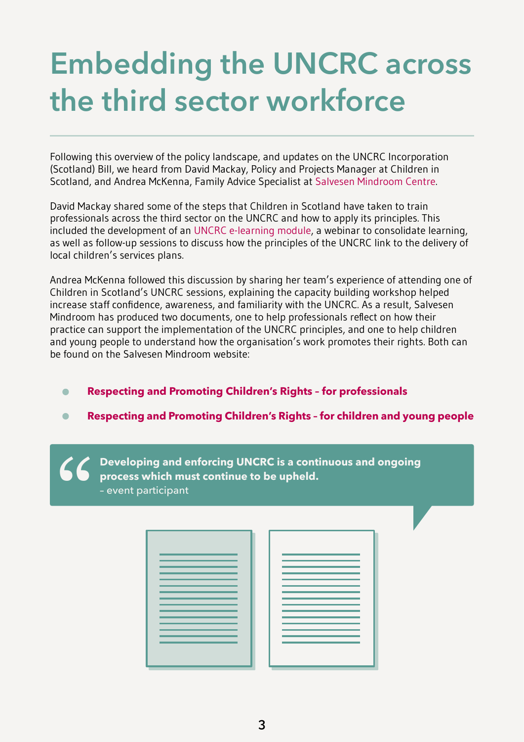# Embedding the UNCRC across the third sector workforce

Following this overview of the policy landscape, and updates on the UNCRC Incorporation (Scotland) Bill, we heard from David Mackay, Policy and Projects Manager at Children in Scotland, and Andrea McKenna, Family Advice Specialist at Salvesen Mindroom Centre.

David Mackay shared some of the steps that Children in Scotland have taken to train professionals across the third sector on the UNCRC and how to apply its principles. This included the development of an UNCRC e-learning module, a webinar to consolidate learning, as well as follow-up sessions to discuss how the principles of the UNCRC link to the delivery of local children's services plans.

Andrea McKenna followed this discussion by sharing her team's experience of attending one of Children in Scotland's UNCRC sessions, explaining the capacity building workshop helped increase staff confidence, awareness, and familiarity with the UNCRC. As a result, Salvesen Mindroom has produced two documents, one to help professionals reflect on how their practice can support the implementation of the UNCRC principles, and one to help children and young people to understand how the organisation's work promotes their rights. Both can be found on the Salvesen Mindroom website:

- **Respecting and Promoting Children's Rights – for professionals**
- **Respecting and Promoting Children's Rights – for children and young people**

> **Developing and enforcing UNCRC is a continuous and ongoing process which must continue to be upheld.**
> – event participant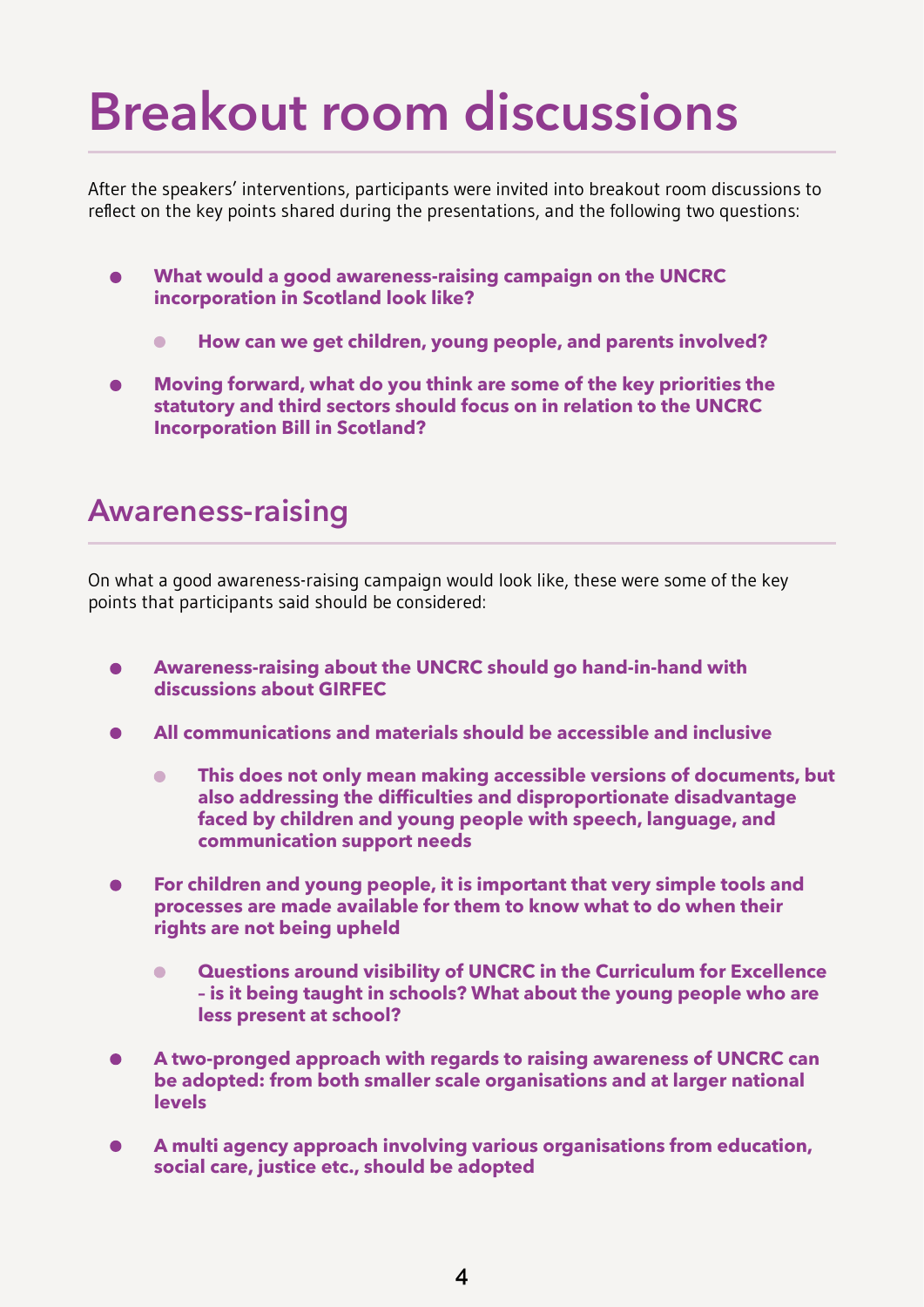# Breakout room discussions

After the speakers' interventions, participants were invited into breakout room discussions to reflect on the key points shared during the presentations, and the following two questions:

- **What would a good awareness-raising campaign on the UNCRC incorporation in Scotland look like?**
  - **How can we get children, young people, and parents involved?**
- **Moving forward, what do you think are some of the key priorities the statutory and third sectors should focus on in relation to the UNCRC Incorporation Bill in Scotland?**

## Awareness-raising

On what a good awareness-raising campaign would look like, these were some of the key points that participants said should be considered:

- **Awareness-raising about the UNCRC should go hand-in-hand with discussions about GIRFEC**
- **All communications and materials should be accessible and inclusive**
  - **This does not only mean making accessible versions of documents, but also addressing the difficulties and disproportionate disadvantage faced by children and young people with speech, language, and communication support needs**
- **For children and young people, it is important that very simple tools and processes are made available for them to know what to do when their rights are not being upheld**
  - **Questions around visibility of UNCRC in the Curriculum for Excellence – is it being taught in schools? What about the young people who are less present at school?**
- **A two-pronged approach with regards to raising awareness of UNCRC can be adopted: from both smaller scale organisations and at larger national levels**
- **A multi agency approach involving various organisations from education, social care, justice etc., should be adopted**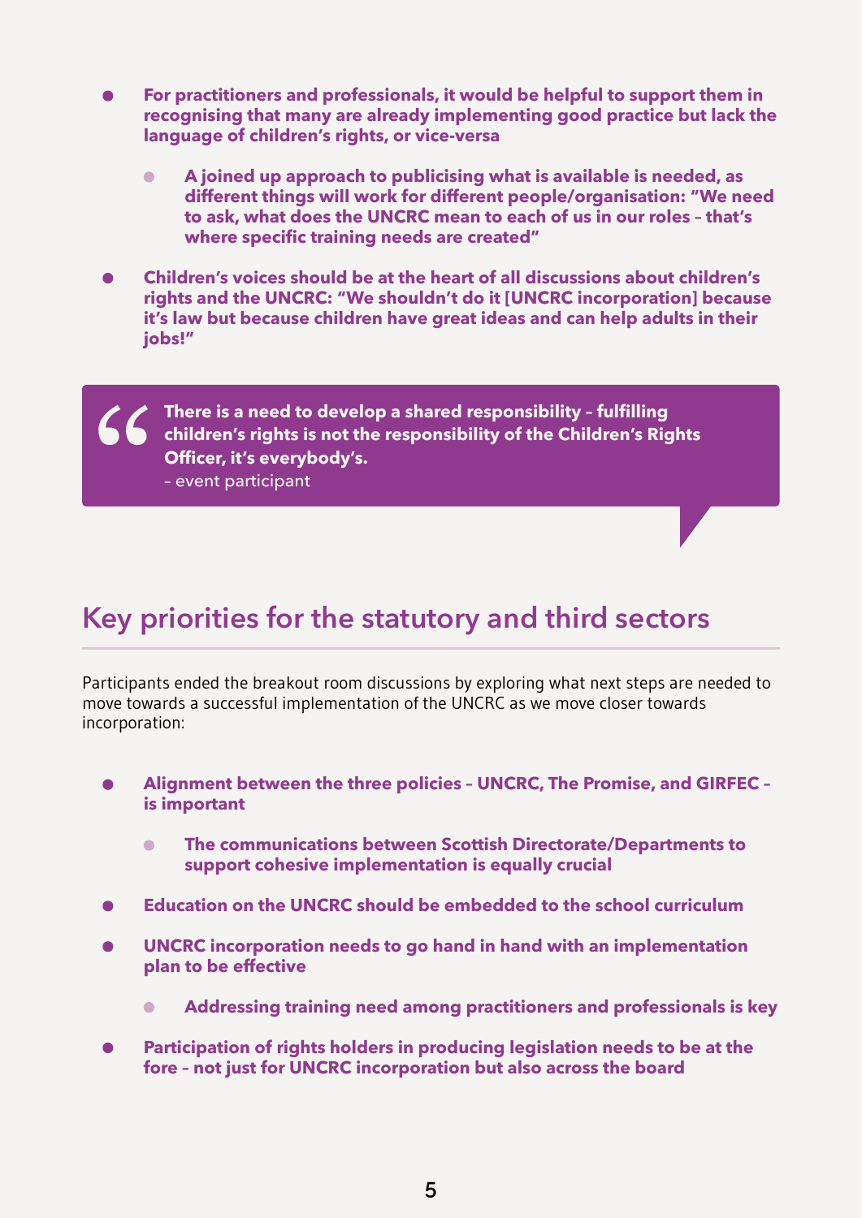- **For practitioners and professionals, it would be helpful to support them in recognising that many are already implementing good practice but lack the language of children's rights, or vice-versa**
    - **A joined up approach to publicising what is available is needed, as different things will work for different people/organisation: "We need to ask, what does the UNCRC mean to each of us in our roles – that's where specific training needs are created"**
- **Children's voices should be at the heart of all discussions about children's rights and the UNCRC: "We shouldn't do it [UNCRC incorporation] because it's law but because children have great ideas and can help adults in their jobs!"**

> **There is a need to develop a shared responsibility – fulfilling children's rights is not the responsibility of the Children's Rights Officer, it's everybody's.**
> – event participant

## Key priorities for the statutory and third sectors

Participants ended the breakout room discussions by exploring what next steps are needed to move towards a successful implementation of the UNCRC as we move closer towards incorporation:

- **Alignment between the three policies – UNCRC, The Promise, and GIRFEC – is important**
    - **The communications between Scottish Directorate/Departments to support cohesive implementation is equally crucial**
- **Education on the UNCRC should be embedded to the school curriculum**
- **UNCRC incorporation needs to go hand in hand with an implementation plan to be effective**
    - **Addressing training need among practitioners and professionals is key**
- **Participation of rights holders in producing legislation needs to be at the fore – not just for UNCRC incorporation but also across the board**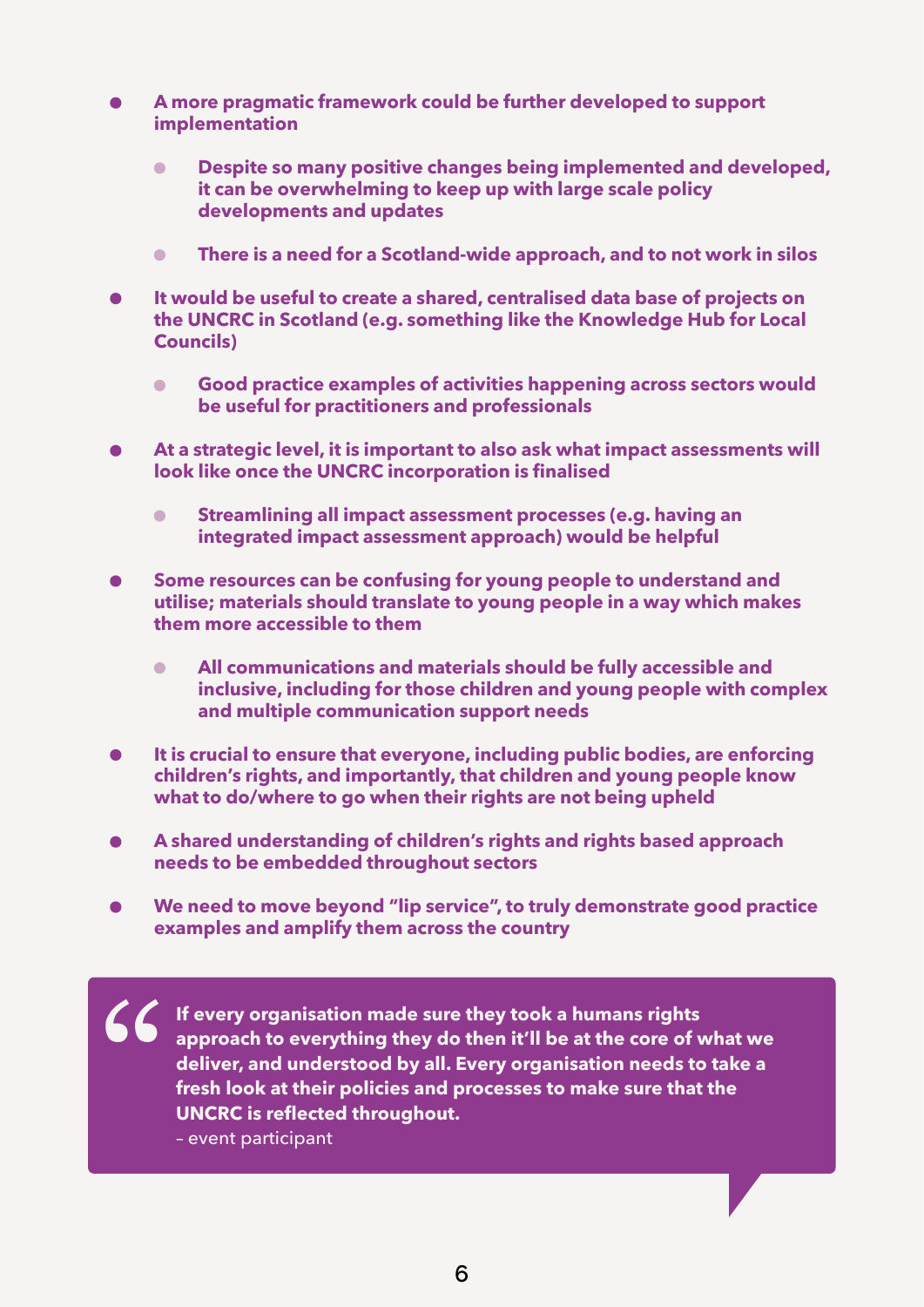- **A more pragmatic framework could be further developed to support implementation**
  - **Despite so many positive changes being implemented and developed, it can be overwhelming to keep up with large scale policy developments and updates**
  - **There is a need for a Scotland-wide approach, and to not work in silos**
- **It would be useful to create a shared, centralised data base of projects on the UNCRC in Scotland (e.g. something like the Knowledge Hub for Local Councils)**
  - **Good practice examples of activities happening across sectors would be useful for practitioners and professionals**
- **At a strategic level, it is important to also ask what impact assessments will look like once the UNCRC incorporation is finalised**
  - **Streamlining all impact assessment processes (e.g. having an integrated impact assessment approach) would be helpful**
- **Some resources can be confusing for young people to understand and utilise; materials should translate to young people in a way which makes them more accessible to them**
  - **All communications and materials should be fully accessible and inclusive, including for those children and young people with complex and multiple communication support needs**
- **It is crucial to ensure that everyone, including public bodies, are enforcing children's rights, and importantly, that children and young people know what to do/where to go when their rights are not being upheld**
- **A shared understanding of children's rights and rights based approach needs to be embedded throughout sectors**
- **We need to move beyond "lip service", to truly demonstrate good practice examples and amplify them across the country**

> **If every organisation made sure they took a humans rights approach to everything they do then it'll be at the core of what we deliver, and understood by all. Every organisation needs to take a fresh look at their policies and processes to make sure that the UNCRC is reflected throughout.**
>
> – event participant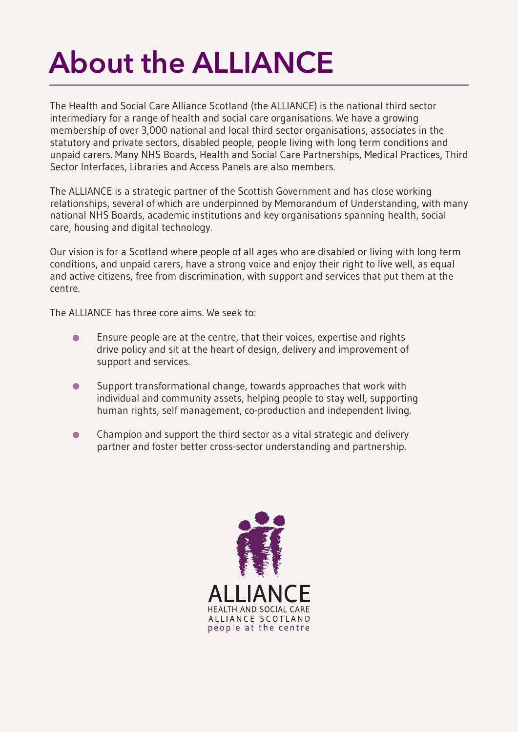# About the ALLIANCE

The Health and Social Care Alliance Scotland (the ALLIANCE) is the national third sector intermediary for a range of health and social care organisations. We have a growing membership of over 3,000 national and local third sector organisations, associates in the statutory and private sectors, disabled people, people living with long term conditions and unpaid carers. Many NHS Boards, Health and Social Care Partnerships, Medical Practices, Third Sector Interfaces, Libraries and Access Panels are also members.

The ALLIANCE is a strategic partner of the Scottish Government and has close working relationships, several of which are underpinned by Memorandum of Understanding, with many national NHS Boards, academic institutions and key organisations spanning health, social care, housing and digital technology.

Our vision is for a Scotland where people of all ages who are disabled or living with long term conditions, and unpaid carers, have a strong voice and enjoy their right to live well, as equal and active citizens, free from discrimination, with support and services that put them at the centre.

The ALLIANCE has three core aims. We seek to:

- Ensure people are at the centre, that their voices, expertise and rights drive policy and sit at the heart of design, delivery and improvement of support and services.
- Support transformational change, towards approaches that work with individual and community assets, helping people to stay well, supporting human rights, self management, co-production and independent living.
- Champion and support the third sector as a vital strategic and delivery partner and foster better cross-sector understanding and partnership.

ALLIANCE
HEALTH AND SOCIAL CARE
ALLIANCE SCOTLAND
people at the centre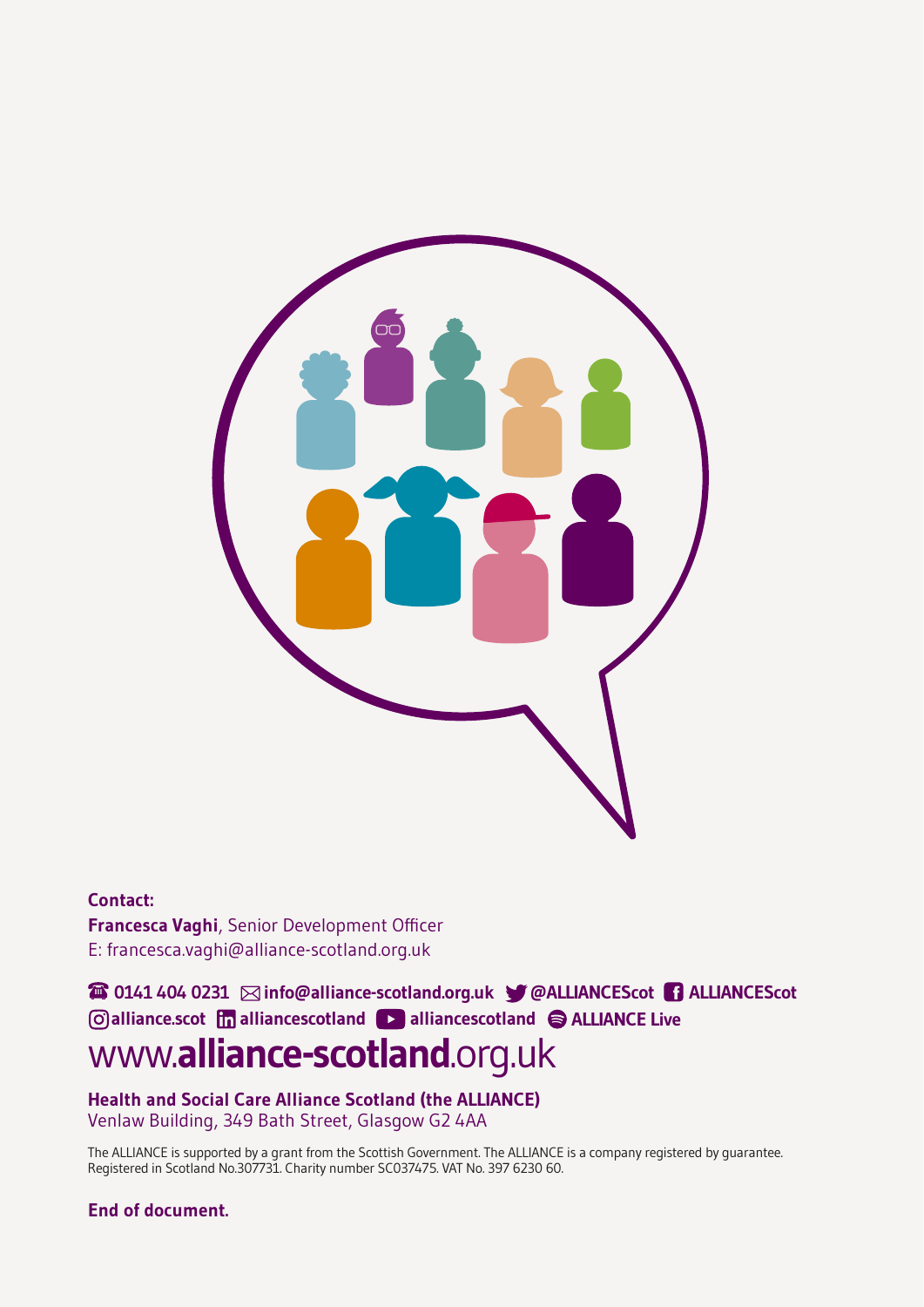**Contact:**

**Francesca Vaghi**, Senior Development Officer
E: francesca.vaghi@alliance-scotland.org.uk

**0141 404 0231** **info@alliance-scotland.org.uk** **@ALLIANCEScot** **ALLIANCEScot**
**alliance.scot** **alliancescotland** **alliancescotland** **ALLIANCE Live**

www.**alliance-scotland**.org.uk

**Health and Social Care Alliance Scotland (the ALLIANCE)**
Venlaw Building, 349 Bath Street, Glasgow G2 4AA

The ALLIANCE is supported by a grant from the Scottish Government. The ALLIANCE is a company registered by guarantee. Registered in Scotland No.307731. Charity number SC037475. VAT No. 397 6230 60.

**End of document.**